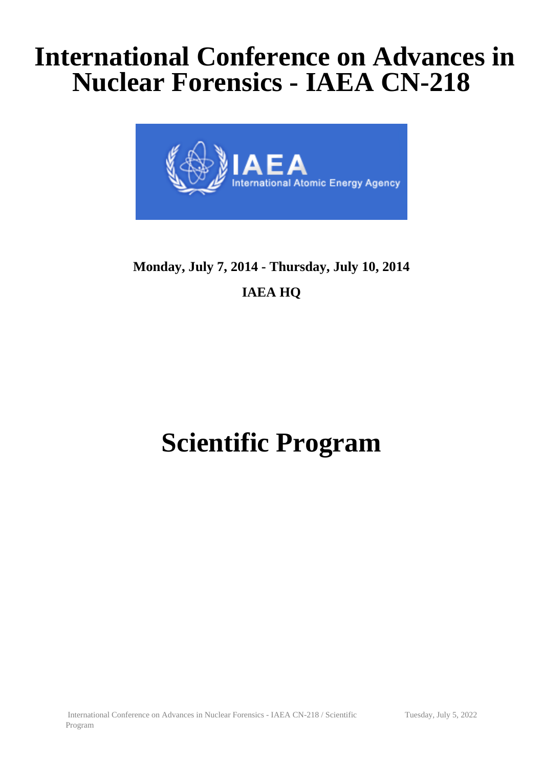# International Conference on Advances in Nuclear Forensics - IAEA CN-218

**Monday, July 7, 2014 - Thursday, July 10, 2014**

**IAEA HQ**

# Scientific Program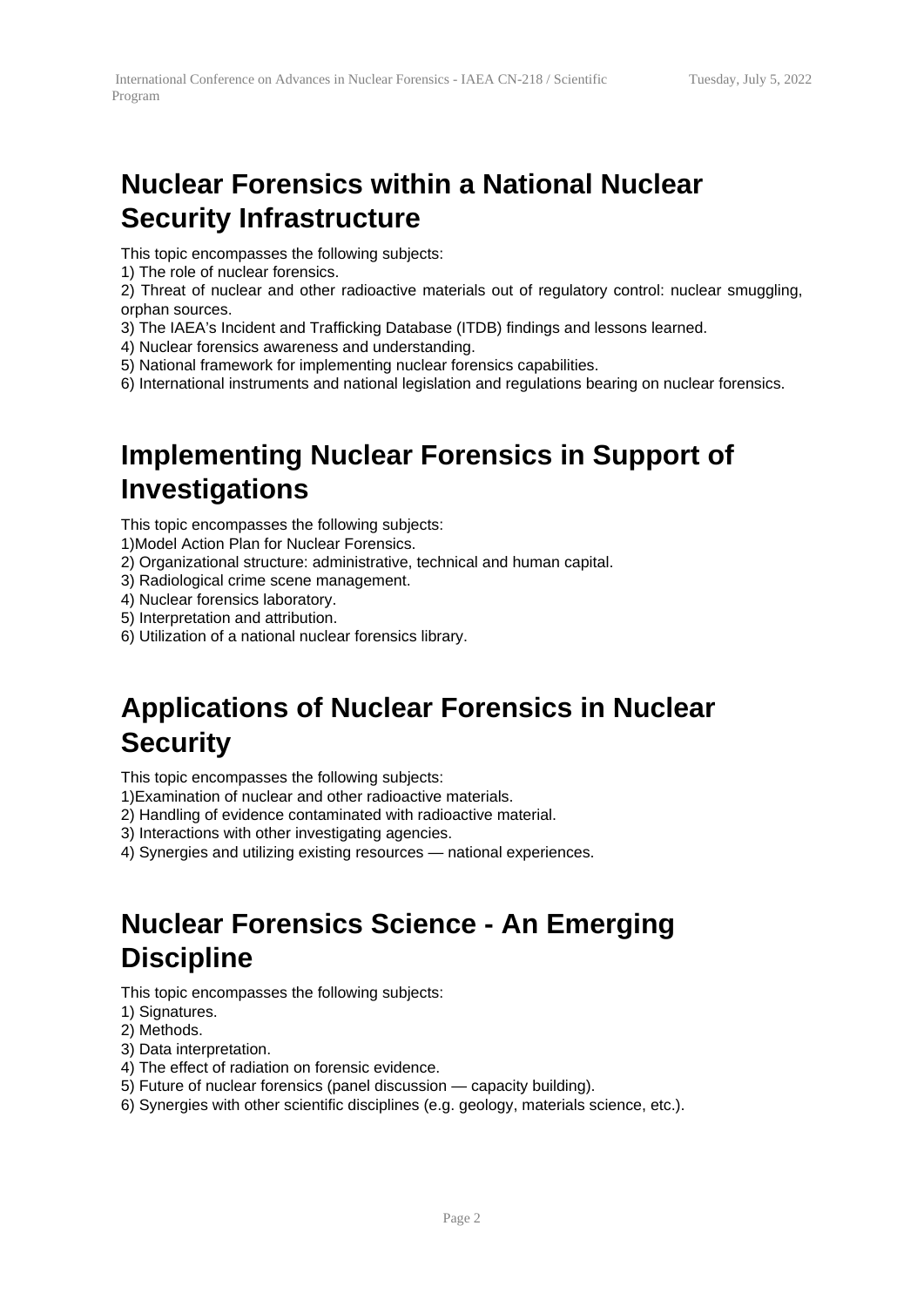## Nuclear Forensics within a National Nuclear Security Infrastructure

This topic encompasses the following subjects:
1) The role of nuclear forensics.
2) Threat of nuclear and other radioactive materials out of regulatory control: nuclear smuggling, orphan sources.
3) The IAEA's Incident and Trafficking Database (ITDB) findings and lessons learned.
4) Nuclear forensics awareness and understanding.
5) National framework for implementing nuclear forensics capabilities.
6) International instruments and national legislation and regulations bearing on nuclear forensics.

## Implementing Nuclear Forensics in Support of Investigations

This topic encompasses the following subjects:
1)Model Action Plan for Nuclear Forensics.
2) Organizational structure: administrative, technical and human capital.
3) Radiological crime scene management.
4) Nuclear forensics laboratory.
5) Interpretation and attribution.
6) Utilization of a national nuclear forensics library.

## Applications of Nuclear Forensics in Nuclear Security

This topic encompasses the following subjects:
1)Examination of nuclear and other radioactive materials.
2) Handling of evidence contaminated with radioactive material.
3) Interactions with other investigating agencies.
4) Synergies and utilizing existing resources — national experiences.

## Nuclear Forensics Science - An Emerging Discipline

This topic encompasses the following subjects:
1) Signatures.
2) Methods.
3) Data interpretation.
4) The effect of radiation on forensic evidence.
5) Future of nuclear forensics (panel discussion — capacity building).
6) Synergies with other scientific disciplines (e.g. geology, materials science, etc.).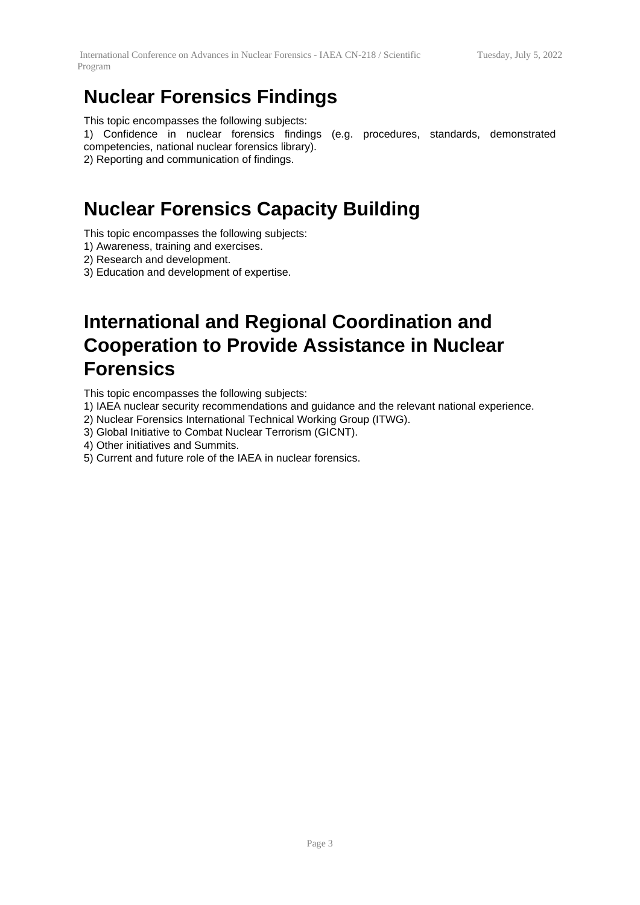# Nuclear Forensics Findings

This topic encompasses the following subjects:

1) Confidence in nuclear forensics findings (e.g. procedures, standards, demonstrated competencies, national nuclear forensics library).
2) Reporting and communication of findings.

# Nuclear Forensics Capacity Building

This topic encompasses the following subjects:

1) Awareness, training and exercises.
2) Research and development.
3) Education and development of expertise.

# International and Regional Coordination and Cooperation to Provide Assistance in Nuclear Forensics

This topic encompasses the following subjects:

1) IAEA nuclear security recommendations and guidance and the relevant national experience.
2) Nuclear Forensics International Technical Working Group (ITWG).
3) Global Initiative to Combat Nuclear Terrorism (GICNT).
4) Other initiatives and Summits.
5) Current and future role of the IAEA in nuclear forensics.